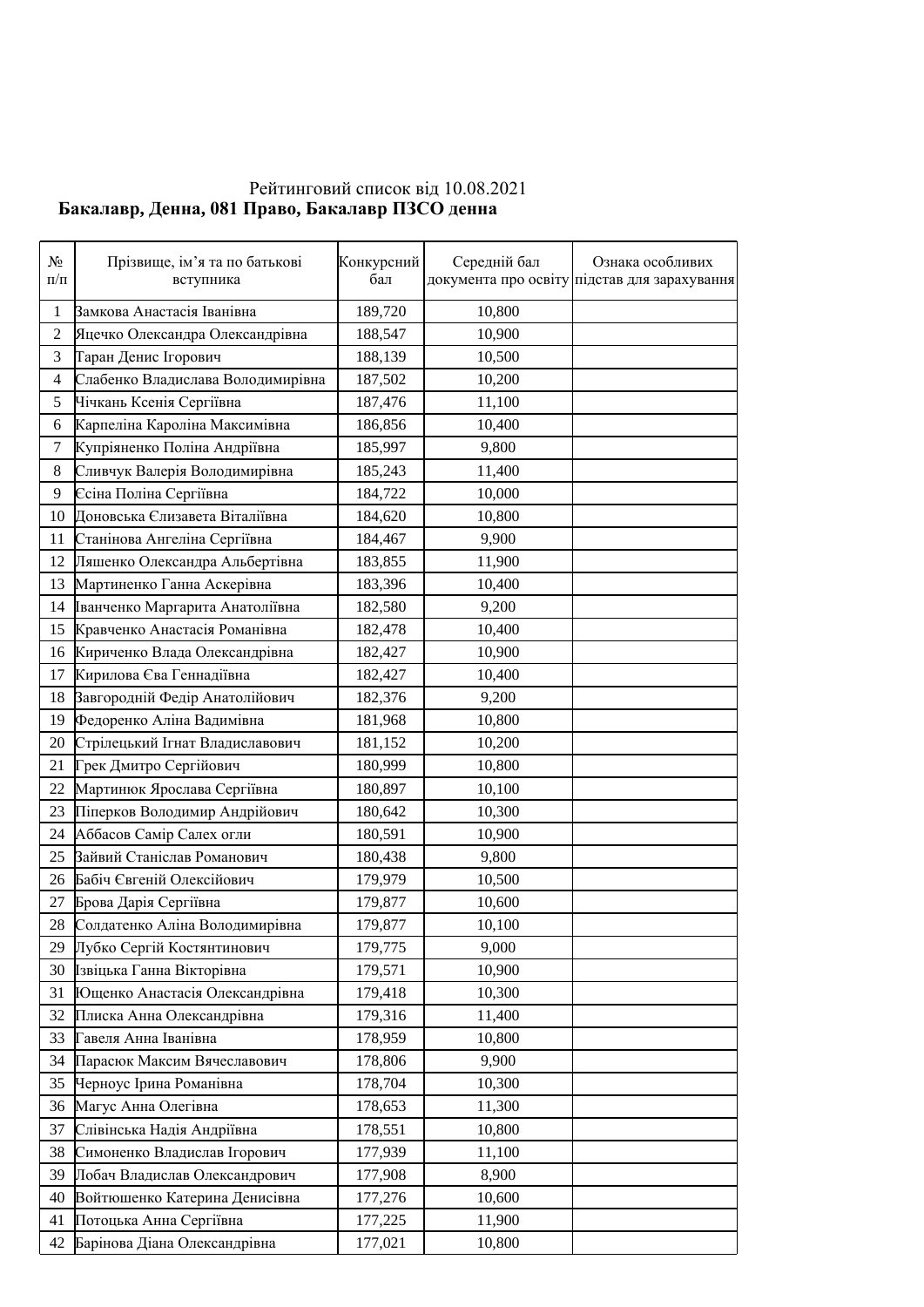Рейтинговий список від 10.08.2021

**Бакалавр, Денна, 081 Право, Бакалавр ПЗСО денна**

| № п/п | Прізвище, ім'я та по батькові вступника | Конкурсний бал | Середній бал документа про освіту | Ознака особливих підстав для зарахування |
|---|---|---|---|---|
| 1 | Замкова Анастасія Іванівна | 189,720 | 10,800 | |
| 2 | Яцечко Олександра Олександрівна | 188,547 | 10,900 | |
| 3 | Таран Денис Ігорович | 188,139 | 10,500 | |
| 4 | Слабенко Владислава Володимирівна | 187,502 | 10,200 | |
| 5 | Чічкань Ксенія Сергіївна | 187,476 | 11,100 | |
| 6 | Карпеліна Кароліна Максимівна | 186,856 | 10,400 | |
| 7 | Купріяненко Поліна Андріївна | 185,997 | 9,800 | |
| 8 | Сливчук Валерія Володимирівна | 185,243 | 11,400 | |
| 9 | Єсіна Поліна Сергіївна | 184,722 | 10,000 | |
| 10 | Доновська Єлизавета Віталіївна | 184,620 | 10,800 | |
| 11 | Станінова Ангеліна Сергіївна | 184,467 | 9,900 | |
| 12 | Ляшенко Олександра Альбертівна | 183,855 | 11,900 | |
| 13 | Мартиненко Ганна Аскерівна | 183,396 | 10,400 | |
| 14 | Іванченко Маргарита Анатоліївна | 182,580 | 9,200 | |
| 15 | Кравченко Анастасія Романівна | 182,478 | 10,400 | |
| 16 | Кириченко Влада Олександрівна | 182,427 | 10,900 | |
| 17 | Кирилова Єва Геннадіївна | 182,427 | 10,400 | |
| 18 | Завгородній Федір Анатолійович | 182,376 | 9,200 | |
| 19 | Федоренко Аліна Вадимівна | 181,968 | 10,800 | |
| 20 | Стрілецький Ігнат Владиславович | 181,152 | 10,200 | |
| 21 | Грек Дмитро Сергійович | 180,999 | 10,800 | |
| 22 | Мартинюк Ярослава Сергіївна | 180,897 | 10,100 | |
| 23 | Піперков Володимир Андрійович | 180,642 | 10,300 | |
| 24 | Аббасов Самір Салех огли | 180,591 | 10,900 | |
| 25 | Зайвий Станіслав Романович | 180,438 | 9,800 | |
| 26 | Бабіч Євгеній Олексійович | 179,979 | 10,500 | |
| 27 | Брова Дарія Сергіївна | 179,877 | 10,600 | |
| 28 | Солдатенко Аліна Володимирівна | 179,877 | 10,100 | |
| 29 | Лубко Сергій Костянтинович | 179,775 | 9,000 | |
| 30 | Ізвіцька Ганна Вікторівна | 179,571 | 10,900 | |
| 31 | Ющенко Анастасія Олександрівна | 179,418 | 10,300 | |
| 32 | Плиска Анна Олександрівна | 179,316 | 11,400 | |
| 33 | Гавеля Анна Іванівна | 178,959 | 10,800 | |
| 34 | Парасюк Максим Вячеславович | 178,806 | 9,900 | |
| 35 | Черноус Ірина Романівна | 178,704 | 10,300 | |
| 36 | Магус Анна Олегівна | 178,653 | 11,300 | |
| 37 | Слівінська Надія Андріївна | 178,551 | 10,800 | |
| 38 | Симоненко Владислав Ігорович | 177,939 | 11,100 | |
| 39 | Лобач Владислав Олександрович | 177,908 | 8,900 | |
| 40 | Войтюшенко Катерина Денисівна | 177,276 | 10,600 | |
| 41 | Потоцька Анна Сергіївна | 177,225 | 11,900 | |
| 42 | Барінова Діана Олександрівна | 177,021 | 10,800 | |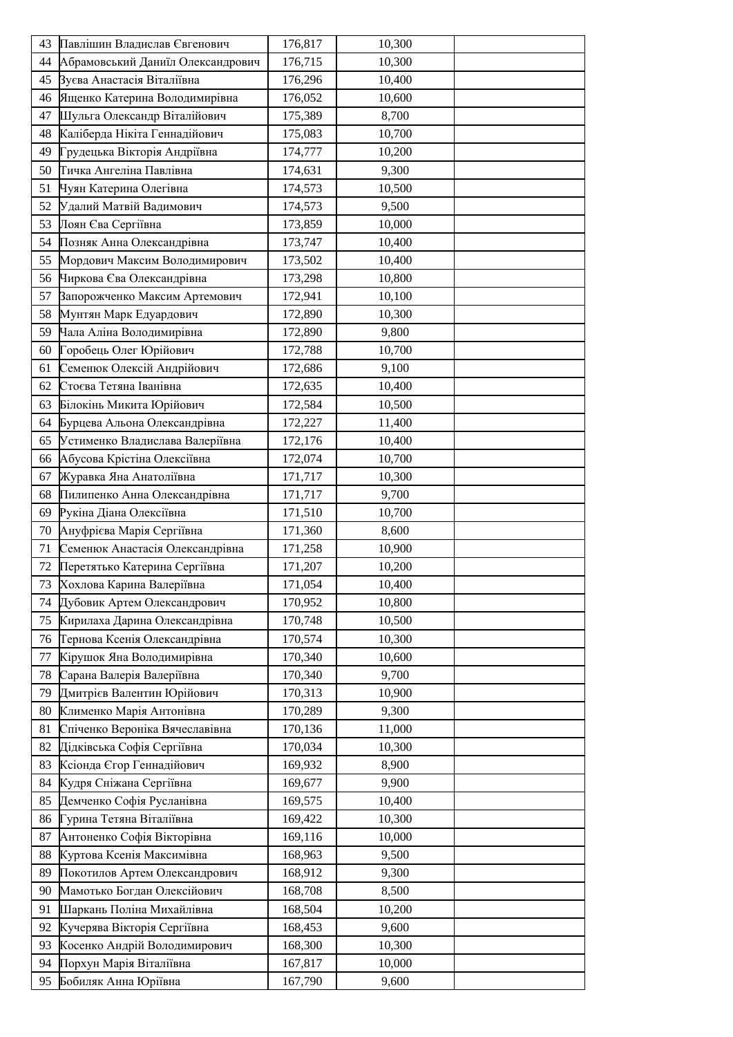| 43 | Павлішин Владислав Євгенович | 176,817 | 10,300 | |
|---|---|---|---|---|
| 44 | Абрамовський Даниїл Олександрович | 176,715 | 10,300 | |
| 45 | Зуєва Анастасія Віталіївна | 176,296 | 10,400 | |
| 46 | Ященко Катерина Володимирівна | 176,052 | 10,600 | |
| 47 | Шульга Олександр Віталійович | 175,389 | 8,700 | |
| 48 | Каліберда Нікіта Геннадійович | 175,083 | 10,700 | |
| 49 | Грудецька Вікторія Андріївна | 174,777 | 10,200 | |
| 50 | Тичка Ангеліна Павлівна | 174,631 | 9,300 | |
| 51 | Чуян Катерина Олегівна | 174,573 | 10,500 | |
| 52 | Удалий Матвій Вадимович | 174,573 | 9,500 | |
| 53 | Лоян Єва Сергіївна | 173,859 | 10,000 | |
| 54 | Позняк Анна Олександрівна | 173,747 | 10,400 | |
| 55 | Мордович Максим Володимирович | 173,502 | 10,400 | |
| 56 | Чиркова Єва Олександрівна | 173,298 | 10,800 | |
| 57 | Запорожченко Максим Артемович | 172,941 | 10,100 | |
| 58 | Мунтян Марк Едуардович | 172,890 | 10,300 | |
| 59 | Чала Аліна Володимирівна | 172,890 | 9,800 | |
| 60 | Горобець Олег Юрійович | 172,788 | 10,700 | |
| 61 | Семенюк Олексій Андрійович | 172,686 | 9,100 | |
| 62 | Стоєва Тетяна Іванівна | 172,635 | 10,400 | |
| 63 | Білокінь Микита Юрійович | 172,584 | 10,500 | |
| 64 | Бурцева Альона Олександрівна | 172,227 | 11,400 | |
| 65 | Устименко Владислава Валеріївна | 172,176 | 10,400 | |
| 66 | Абусова Крістіна Олексіївна | 172,074 | 10,700 | |
| 67 | Журавка Яна Анатоліївна | 171,717 | 10,300 | |
| 68 | Пилипенко Анна Олександрівна | 171,717 | 9,700 | |
| 69 | Рукіна Діана Олексіївна | 171,510 | 10,700 | |
| 70 | Ануфрієва Марія Сергіївна | 171,360 | 8,600 | |
| 71 | Семенюк Анастасія Олександрівна | 171,258 | 10,900 | |
| 72 | Перетятько Катерина Сергіївна | 171,207 | 10,200 | |
| 73 | Хохлова Карина Валеріївна | 171,054 | 10,400 | |
| 74 | Дубовик Артем Олександрович | 170,952 | 10,800 | |
| 75 | Кирилаха Дарина Олександрівна | 170,748 | 10,500 | |
| 76 | Тернова Ксенія Олександрівна | 170,574 | 10,300 | |
| 77 | Кірушок Яна Володимирівна | 170,340 | 10,600 | |
| 78 | Сарана Валерія Валеріївна | 170,340 | 9,700 | |
| 79 | Дмитрієв Валентин Юрійович | 170,313 | 10,900 | |
| 80 | Клименко Марія Антонівна | 170,289 | 9,300 | |
| 81 | Спіченко Вероніка Вячеславівна | 170,136 | 11,000 | |
| 82 | Дідківська Софія Сергіївна | 170,034 | 10,300 | |
| 83 | Ксіонда Єгор Геннадійович | 169,932 | 8,900 | |
| 84 | Кудря Сніжана Сергіївна | 169,677 | 9,900 | |
| 85 | Демченко Софія Русланівна | 169,575 | 10,400 | |
| 86 | Гурина Тетяна Віталіївна | 169,422 | 10,300 | |
| 87 | Антоненко Софія Вікторівна | 169,116 | 10,000 | |
| 88 | Куртова Ксенія Максимівна | 168,963 | 9,500 | |
| 89 | Покотилов Артем Олександрович | 168,912 | 9,300 | |
| 90 | Мамотько Богдан Олексійович | 168,708 | 8,500 | |
| 91 | Шаркань Поліна Михайлівна | 168,504 | 10,200 | |
| 92 | Кучерява Вікторія Сергіївна | 168,453 | 9,600 | |
| 93 | Косенко Андрій Володимирович | 168,300 | 10,300 | |
| 94 | Порхун Марія Віталіївна | 167,817 | 10,000 | |
| 95 | Бобиляк Анна Юріївна | 167,790 | 9,600 | |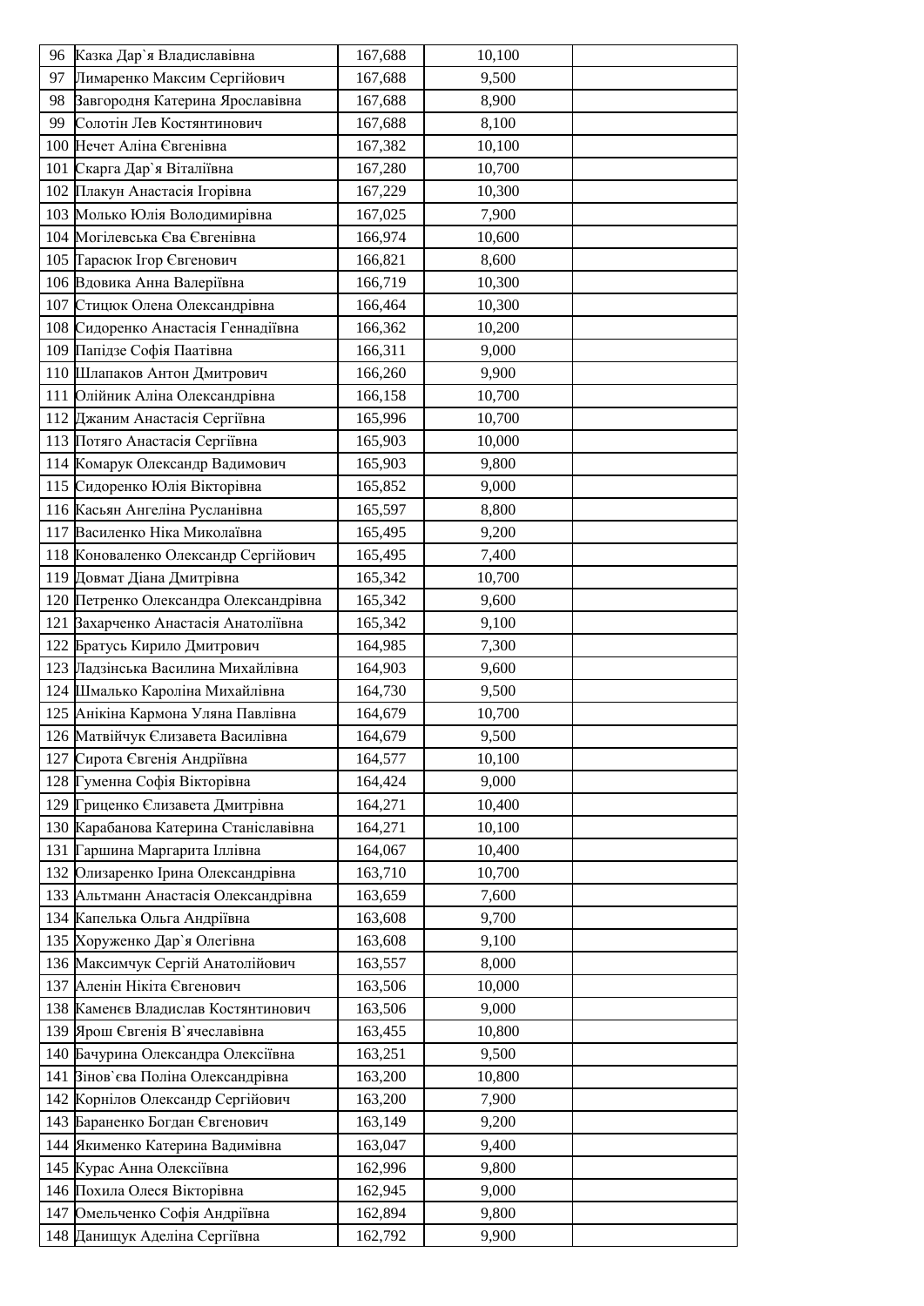| | | | | |
|---|---|---|---|---|
| 96 | Казка Дар`я Владиславівна | 167,688 | 10,100 | |
| 97 | Лимаренко Максим Сергійович | 167,688 | 9,500 | |
| 98 | Завгородня Катерина Ярославівна | 167,688 | 8,900 | |
| 99 | Солотін Лев Костянтинович | 167,688 | 8,100 | |
| 100 | Нечет Аліна Євгенівна | 167,382 | 10,100 | |
| 101 | Скарга Дар`я Віталіївна | 167,280 | 10,700 | |
| 102 | Плакун Анастасія Ігорівна | 167,229 | 10,300 | |
| 103 | Молько Юлія Володимирівна | 167,025 | 7,900 | |
| 104 | Могілевська Єва Євгенівна | 166,974 | 10,600 | |
| 105 | Тарасюк Ігор Євгенович | 166,821 | 8,600 | |
| 106 | Вдовика Анна Валеріївна | 166,719 | 10,300 | |
| 107 | Стицюк Олена Олександрівна | 166,464 | 10,300 | |
| 108 | Сидоренко Анастасія Геннадіївна | 166,362 | 10,200 | |
| 109 | Папідзе Софія Паатівна | 166,311 | 9,000 | |
| 110 | Шлапаков Антон Дмитрович | 166,260 | 9,900 | |
| 111 | Олійник Аліна Олександрівна | 166,158 | 10,700 | |
| 112 | Джаним Анастасія Сергіївна | 165,996 | 10,700 | |
| 113 | Потяго Анастасія Сергіївна | 165,903 | 10,000 | |
| 114 | Комарук Олександр Вадимович | 165,903 | 9,800 | |
| 115 | Сидоренко Юлія Вікторівна | 165,852 | 9,000 | |
| 116 | Касьян Ангеліна Русланівна | 165,597 | 8,800 | |
| 117 | Василенко Ніка Миколаївна | 165,495 | 9,200 | |
| 118 | Коноваленко Олександр Сергійович | 165,495 | 7,400 | |
| 119 | Довмат Діана Дмитрівна | 165,342 | 10,700 | |
| 120 | Петренко Олександра Олександрівна | 165,342 | 9,600 | |
| 121 | Захарченко Анастасія Анатоліївна | 165,342 | 9,100 | |
| 122 | Братусь Кирило Дмитрович | 164,985 | 7,300 | |
| 123 | Ладзінська Василина Михайлівна | 164,903 | 9,600 | |
| 124 | Шмалько Кароліна Михайлівна | 164,730 | 9,500 | |
| 125 | Анікіна Кармона Уляна Павлівна | 164,679 | 10,700 | |
| 126 | Матвійчук Єлизавета Василівна | 164,679 | 9,500 | |
| 127 | Сирота Євгенія Андріївна | 164,577 | 10,100 | |
| 128 | Гуменна Софія Вікторівна | 164,424 | 9,000 | |
| 129 | Гриценко Єлизавета Дмитрівна | 164,271 | 10,400 | |
| 130 | Карабанова Катерина Станіславівна | 164,271 | 10,100 | |
| 131 | Гаршина Маргарита Іллівна | 164,067 | 10,400 | |
| 132 | Олизаренко Ірина Олександрівна | 163,710 | 10,700 | |
| 133 | Альтманн Анастасія Олександрівна | 163,659 | 7,600 | |
| 134 | Капелька Ольга Андріївна | 163,608 | 9,700 | |
| 135 | Хоруженко Дар`я Олегівна | 163,608 | 9,100 | |
| 136 | Максимчук Сергій Анатолійович | 163,557 | 8,000 | |
| 137 | Аленін Нікіта Євгенович | 163,506 | 10,000 | |
| 138 | Каменєв Владислав Костянтинович | 163,506 | 9,000 | |
| 139 | Ярош Євгенія В`ячеславівна | 163,455 | 10,800 | |
| 140 | Бачурина Олександра Олексіївна | 163,251 | 9,500 | |
| 141 | Зінов`єва Поліна Олександрівна | 163,200 | 10,800 | |
| 142 | Корнілов Олександр Сергійович | 163,200 | 7,900 | |
| 143 | Бараненко Богдан Євгенович | 163,149 | 9,200 | |
| 144 | Якименко Катерина Вадимівна | 163,047 | 9,400 | |
| 145 | Курас Анна Олексіївна | 162,996 | 9,800 | |
| 146 | Похила Олеся Вікторівна | 162,945 | 9,000 | |
| 147 | Омельченко Софія Андріївна | 162,894 | 9,800 | |
| 148 | Данищук Аделіна Сергіївна | 162,792 | 9,900 | |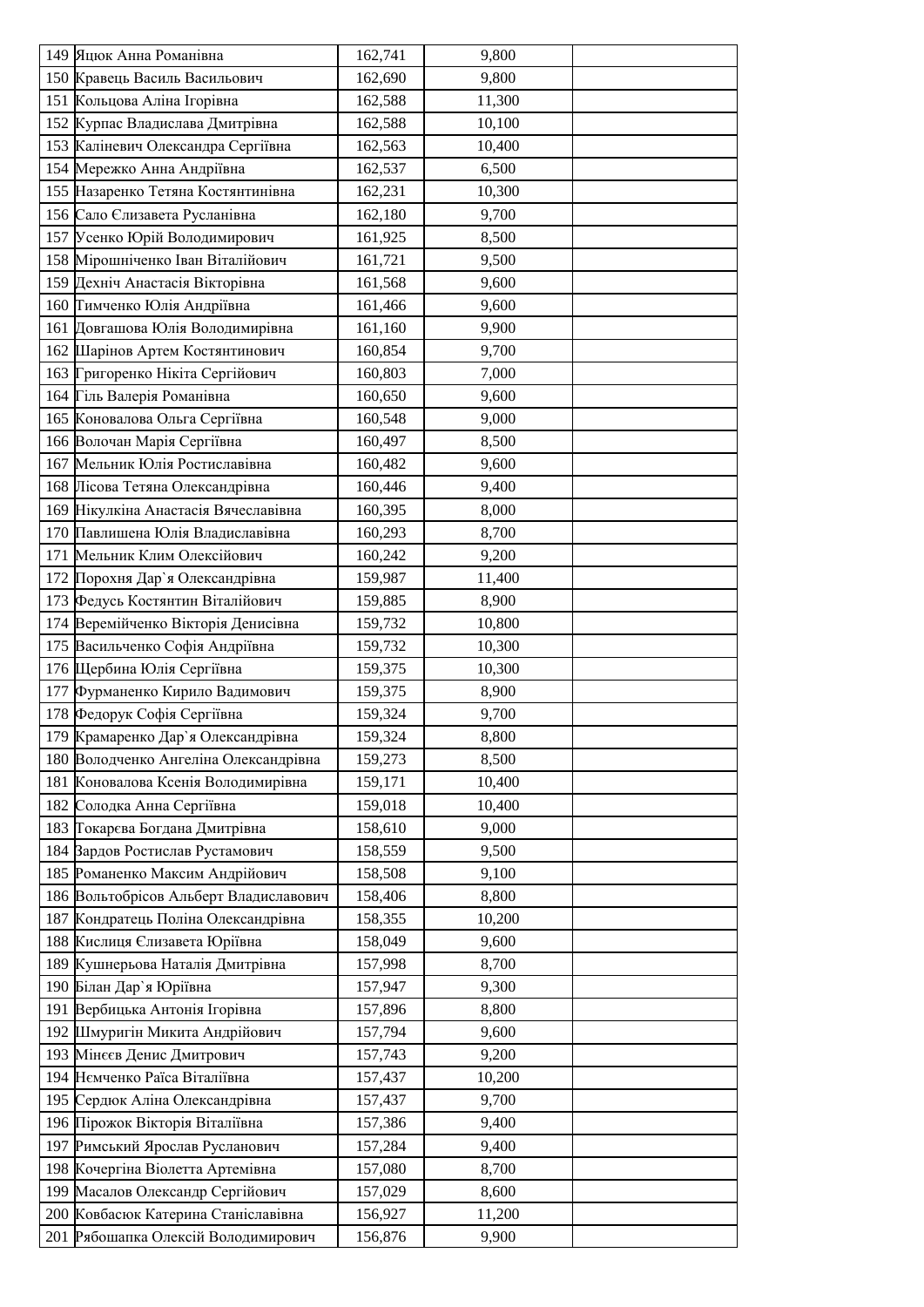| | | | | |
|---|---|---|---|---|
| 149 | Яцюк Анна Романівна | 162,741 | 9,800 | |
| 150 | Кравець Василь Васильович | 162,690 | 9,800 | |
| 151 | Кольцова Аліна Ігорівна | 162,588 | 11,300 | |
| 152 | Курпас Владислава Дмитрівна | 162,588 | 10,100 | |
| 153 | Каліневич Олександра Сергіївна | 162,563 | 10,400 | |
| 154 | Мережко Анна Андріївна | 162,537 | 6,500 | |
| 155 | Назаренко Тетяна Костянтинівна | 162,231 | 10,300 | |
| 156 | Сало Єлизавета Русланівна | 162,180 | 9,700 | |
| 157 | Усенко Юрій Володимирович | 161,925 | 8,500 | |
| 158 | Мірошніченко Іван Віталійович | 161,721 | 9,500 | |
| 159 | Дехніч Анастасія Вікторівна | 161,568 | 9,600 | |
| 160 | Тимченко Юлія Андріївна | 161,466 | 9,600 | |
| 161 | Довгашова Юлія Володимирівна | 161,160 | 9,900 | |
| 162 | Шарінов Артем Костянтинович | 160,854 | 9,700 | |
| 163 | Григоренко Нікіта Сергійович | 160,803 | 7,000 | |
| 164 | Гіль Валерія Романівна | 160,650 | 9,600 | |
| 165 | Коновалова Ольга Сергіївна | 160,548 | 9,000 | |
| 166 | Волочан Марія Сергіївна | 160,497 | 8,500 | |
| 167 | Мельник Юлія Ростиславівна | 160,482 | 9,600 | |
| 168 | Лісова Тетяна Олександрівна | 160,446 | 9,400 | |
| 169 | Нікулкіна Анастасія Вячеславівна | 160,395 | 8,000 | |
| 170 | Павлишена Юлія Владиславівна | 160,293 | 8,700 | |
| 171 | Мельник Клим Олексійович | 160,242 | 9,200 | |
| 172 | Порохня Дар`я Олександрівна | 159,987 | 11,400 | |
| 173 | Федусь Костянтин Віталійович | 159,885 | 8,900 | |
| 174 | Веремійченко Вікторія Денисівна | 159,732 | 10,800 | |
| 175 | Васильченко Софія Андріївна | 159,732 | 10,300 | |
| 176 | Щербина Юлія Сергіївна | 159,375 | 10,300 | |
| 177 | Фурманенко Кирило Вадимович | 159,375 | 8,900 | |
| 178 | Федорук Софія Сергіївна | 159,324 | 9,700 | |
| 179 | Крамаренко Дар`я Олександрівна | 159,324 | 8,800 | |
| 180 | Володченко Ангеліна Олександрівна | 159,273 | 8,500 | |
| 181 | Коновалова Ксенія Володимирівна | 159,171 | 10,400 | |
| 182 | Солодка Анна Сергіївна | 159,018 | 10,400 | |
| 183 | Токарєва Богдана Дмитрівна | 158,610 | 9,000 | |
| 184 | Зардов Ростислав Рустамович | 158,559 | 9,500 | |
| 185 | Романенко Максим Андрійович | 158,508 | 9,100 | |
| 186 | Вольтобрісов Альберт Владиславович | 158,406 | 8,800 | |
| 187 | Кондратець Поліна Олександрівна | 158,355 | 10,200 | |
| 188 | Кислиця Єлизавета Юріївна | 158,049 | 9,600 | |
| 189 | Кушнерьова Наталія Дмитрівна | 157,998 | 8,700 | |
| 190 | Білан Дар`я Юріївна | 157,947 | 9,300 | |
| 191 | Вербицька Антонія Ігорівна | 157,896 | 8,800 | |
| 192 | Шмуригін Микита Андрійович | 157,794 | 9,600 | |
| 193 | Мінєєв Денис Дмитрович | 157,743 | 9,200 | |
| 194 | Нємченко Раїса Віталіївна | 157,437 | 10,200 | |
| 195 | Сердюк Аліна Олександрівна | 157,437 | 9,700 | |
| 196 | Пірожок Вікторія Віталіївна | 157,386 | 9,400 | |
| 197 | Римський Ярослав Русланович | 157,284 | 9,400 | |
| 198 | Кочергіна Віолетта Артемівна | 157,080 | 8,700 | |
| 199 | Масалов Олександр Сергійович | 157,029 | 8,600 | |
| 200 | Ковбасюк Катерина Станіславівна | 156,927 | 11,200 | |
| 201 | Рябошапка Олексій Володимирович | 156,876 | 9,900 | |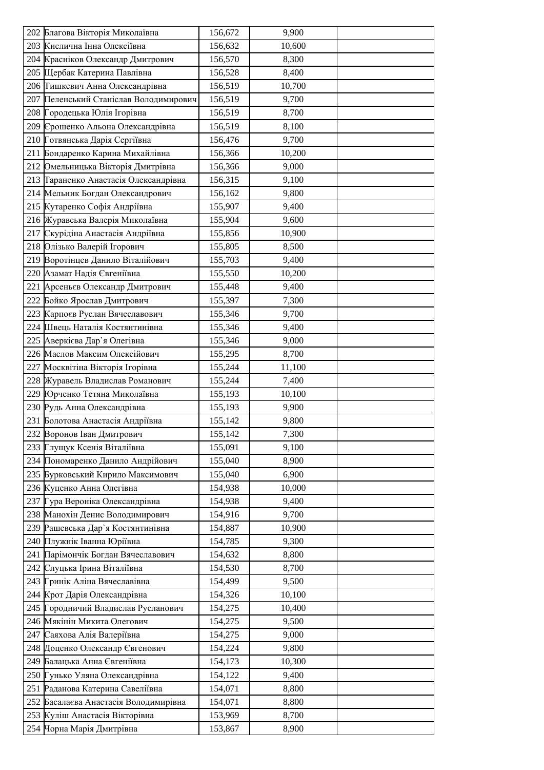| | | | | |
|---|---|---|---|---|
| 202 | Благова Вікторія Миколаївна | 156,672 | 9,900 | |
| 203 | Кислична Інна Олексіївна | 156,632 | 10,600 | |
| 204 | Красніков Олександр Дмитрович | 156,570 | 8,300 | |
| 205 | Щербак Катерина Павлівна | 156,528 | 8,400 | |
| 206 | Тишкевич Анна Олександрівна | 156,519 | 10,700 | |
| 207 | Пеленський Станіслав Володимирович | 156,519 | 9,700 | |
| 208 | Городецька Юлія Ігорівна | 156,519 | 8,700 | |
| 209 | Єрошенко Альона Олександрівна | 156,519 | 8,100 | |
| 210 | Готвянська Дарія Сергіївна | 156,476 | 9,700 | |
| 211 | Бондаренко Карина Михайлівна | 156,366 | 10,200 | |
| 212 | Омельницька Вікторія Дмитрівна | 156,366 | 9,000 | |
| 213 | Тараненко Анастасія Олександрівна | 156,315 | 9,100 | |
| 214 | Мельник Богдан Олександрович | 156,162 | 9,800 | |
| 215 | Кутаренко Софія Андріївна | 155,907 | 9,400 | |
| 216 | Журавська Валерія Миколаївна | 155,904 | 9,600 | |
| 217 | Скурідіна Анастасія Андріївна | 155,856 | 10,900 | |
| 218 | Олізько Валерій Ігорович | 155,805 | 8,500 | |
| 219 | Воротінцев Данило Віталійович | 155,703 | 9,400 | |
| 220 | Азамат Надія Євгеніївна | 155,550 | 10,200 | |
| 221 | Арсеньєв Олександр Дмитрович | 155,448 | 9,400 | |
| 222 | Бойко Ярослав Дмитрович | 155,397 | 7,300 | |
| 223 | Карпоєв Руслан Вячеславович | 155,346 | 9,700 | |
| 224 | Швець Наталія Костянтинівна | 155,346 | 9,400 | |
| 225 | Аверкієва Дар`я Олегівна | 155,346 | 9,000 | |
| 226 | Маслов Максим Олексійович | 155,295 | 8,700 | |
| 227 | Москвітіна Вікторія Ігорівна | 155,244 | 11,100 | |
| 228 | Журавель Владислав Романович | 155,244 | 7,400 | |
| 229 | Юрченко Тетяна Миколаївна | 155,193 | 10,100 | |
| 230 | Рудь Анна Олександрівна | 155,193 | 9,900 | |
| 231 | Болотова Анастасія Андріївна | 155,142 | 9,800 | |
| 232 | Воронов Іван Дмитрович | 155,142 | 7,300 | |
| 233 | Глущук Ксенія Віталіївна | 155,091 | 9,100 | |
| 234 | Пономаренко Данило Андрійович | 155,040 | 8,900 | |
| 235 | Бурковський Кирило Максимович | 155,040 | 6,900 | |
| 236 | Куценко Анна Олегівна | 154,938 | 10,000 | |
| 237 | Гура Вероніка Олександрівна | 154,938 | 9,400 | |
| 238 | Манохін Денис Володимирович | 154,916 | 9,700 | |
| 239 | Рашевська Дар`я Костянтинівна | 154,887 | 10,900 | |
| 240 | Плужнік Іванна Юріївна | 154,785 | 9,300 | |
| 241 | Парімончік Богдан Вячеславович | 154,632 | 8,800 | |
| 242 | Слуцька Ірина Віталіївна | 154,530 | 8,700 | |
| 243 | Гринік Аліна Вячеславівна | 154,499 | 9,500 | |
| 244 | Крот Дарія Олександрівна | 154,326 | 10,100 | |
| 245 | Городничий Владислав Русланович | 154,275 | 10,400 | |
| 246 | Мякінін Микита Олегович | 154,275 | 9,500 | |
| 247 | Саяхова Алія Валеріївна | 154,275 | 9,000 | |
| 248 | Доценко Олександр Євгенович | 154,224 | 9,800 | |
| 249 | Балацька Анна Євгеніївна | 154,173 | 10,300 | |
| 250 | Гунько Уляна Олександрівна | 154,122 | 9,400 | |
| 251 | Раданова Катерина Савеліївна | 154,071 | 8,800 | |
| 252 | Басалаєва Анастасія Володимирівна | 154,071 | 8,800 | |
| 253 | Куліш Анастасія Вікторівна | 153,969 | 8,700 | |
| 254 | Чорна Марія Дмитрівна | 153,867 | 8,900 | |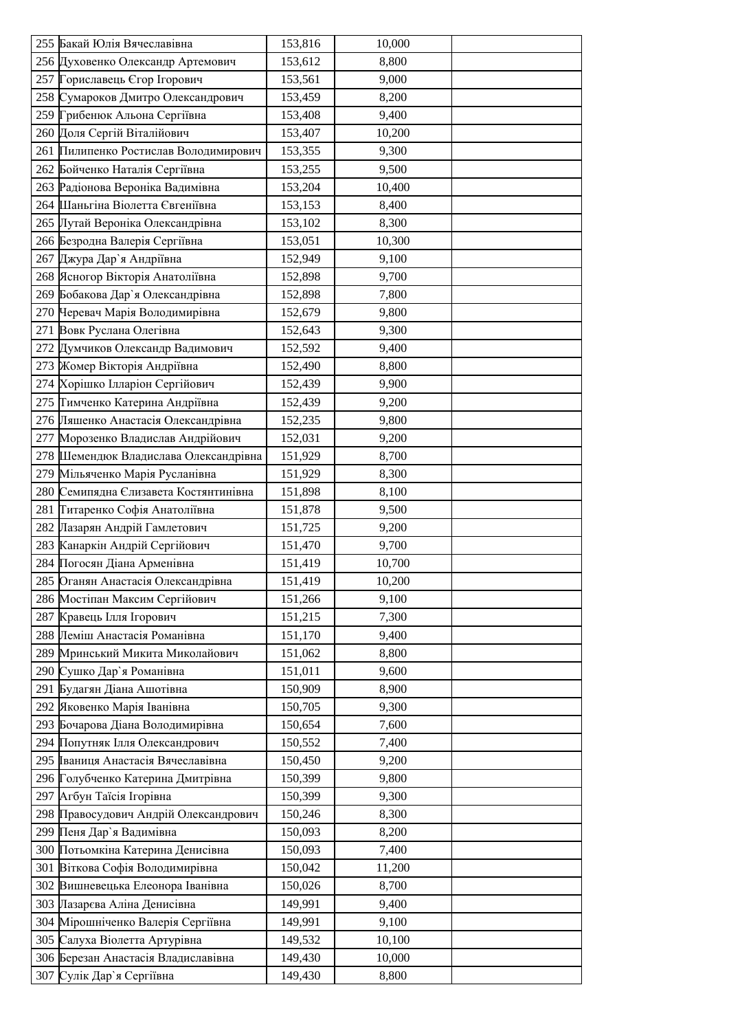| 255 | Бакай Юлія Вячеславівна | 153,816 | 10,000 | |
|---|---|---|---|---|
| 256 | Духовенко Олександр Артемович | 153,612 | 8,800 | |
| 257 | Гориславець Єгор Ігорович | 153,561 | 9,000 | |
| 258 | Сумароков Дмитро Олександрович | 153,459 | 8,200 | |
| 259 | Грибенюк Альона Сергіївна | 153,408 | 9,400 | |
| 260 | Доля Сергій Віталійович | 153,407 | 10,200 | |
| 261 | Пилипенко Ростислав Володимирович | 153,355 | 9,300 | |
| 262 | Бойченко Наталія Сергіївна | 153,255 | 9,500 | |
| 263 | Радіонова Вероніка Вадимівна | 153,204 | 10,400 | |
| 264 | Шаньгіна Віолетта Євгеніївна | 153,153 | 8,400 | |
| 265 | Лутай Вероніка Олександрівна | 153,102 | 8,300 | |
| 266 | Безродна Валерія Сергіївна | 153,051 | 10,300 | |
| 267 | Джура Дар`я Андріївна | 152,949 | 9,100 | |
| 268 | Ясногор Вікторія Анатоліївна | 152,898 | 9,700 | |
| 269 | Бобакова Дар`я Олександрівна | 152,898 | 7,800 | |
| 270 | Черевач Марія Володимирівна | 152,679 | 9,800 | |
| 271 | Вовк Руслана Олегівна | 152,643 | 9,300 | |
| 272 | Думчиков Олександр Вадимович | 152,592 | 9,400 | |
| 273 | Жомер Вікторія Андріївна | 152,490 | 8,800 | |
| 274 | Хорішко Ілларіон Сергійович | 152,439 | 9,900 | |
| 275 | Тимченко Катерина Андріївна | 152,439 | 9,200 | |
| 276 | Ляшенко Анастасія Олександрівна | 152,235 | 9,800 | |
| 277 | Морозенко Владислав Андрійович | 152,031 | 9,200 | |
| 278 | Шемендюк Владислава Олександрівна | 151,929 | 8,700 | |
| 279 | Мільяченко Марія Русланівна | 151,929 | 8,300 | |
| 280 | Семипядна Єлизавета Костянтинівна | 151,898 | 8,100 | |
| 281 | Титаренко Софія Анатоліївна | 151,878 | 9,500 | |
| 282 | Лазарян Андрій Гамлетович | 151,725 | 9,200 | |
| 283 | Канаркін Андрій Сергійович | 151,470 | 9,700 | |
| 284 | Погосян Діана Арменівна | 151,419 | 10,700 | |
| 285 | Оганян Анастасія Олександрівна | 151,419 | 10,200 | |
| 286 | Мостіпан Максим Сергійович | 151,266 | 9,100 | |
| 287 | Кравець Ілля Ігорович | 151,215 | 7,300 | |
| 288 | Леміш Анастасія Романівна | 151,170 | 9,400 | |
| 289 | Мринський Микита Миколайович | 151,062 | 8,800 | |
| 290 | Сушко Дар`я Романівна | 151,011 | 9,600 | |
| 291 | Будагян Діана Ашотівна | 150,909 | 8,900 | |
| 292 | Яковенко Марія Іванівна | 150,705 | 9,300 | |
| 293 | Бочарова Діана Володимирівна | 150,654 | 7,600 | |
| 294 | Попутняк Ілля Олександрович | 150,552 | 7,400 | |
| 295 | Іваниця Анастасія Вячеславівна | 150,450 | 9,200 | |
| 296 | Голубченко Катерина Дмитрівна | 150,399 | 9,800 | |
| 297 | Агбун Таїсія Ігорівна | 150,399 | 9,300 | |
| 298 | Правосудович Андрій Олександрович | 150,246 | 8,300 | |
| 299 | Пеня Дар`я Вадимівна | 150,093 | 8,200 | |
| 300 | Потьомкіна Катерина Денисівна | 150,093 | 7,400 | |
| 301 | Віткова Софія Володимирівна | 150,042 | 11,200 | |
| 302 | Вишневецька Елеонора Іванівна | 150,026 | 8,700 | |
| 303 | Лазарєва Аліна Денисівна | 149,991 | 9,400 | |
| 304 | Мірошніченко Валерія Сергіївна | 149,991 | 9,100 | |
| 305 | Салуха Віолетта Артурівна | 149,532 | 10,100 | |
| 306 | Березан Анастасія Владиславівна | 149,430 | 10,000 | |
| 307 | Сулік Дар`я Сергіївна | 149,430 | 8,800 | |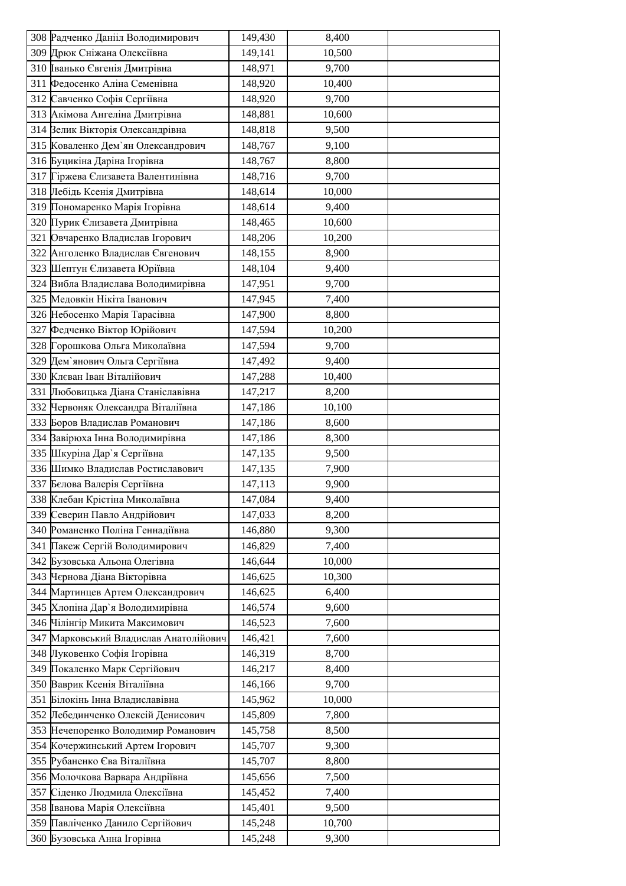| | | | | |
|---|---|---|---|---|
| 308 | Радченко Даніїл Володимирович | 149,430 | 8,400 | |
| 309 | Дрюк Сніжана Олексіївна | 149,141 | 10,500 | |
| 310 | Іванько Євгенія Дмитрівна | 148,971 | 9,700 | |
| 311 | Федосенко Аліна Семенівна | 148,920 | 10,400 | |
| 312 | Савченко Софія Сергіївна | 148,920 | 9,700 | |
| 313 | Акімова Ангеліна Дмитрівна | 148,881 | 10,600 | |
| 314 | Велик Вікторія Олександрівна | 148,818 | 9,500 | |
| 315 | Коваленко Дем`ян Олександрович | 148,767 | 9,100 | |
| 316 | Буцикіна Даріна Ігорівна | 148,767 | 8,800 | |
| 317 | Гіржева Єлизавета Валентинівна | 148,716 | 9,700 | |
| 318 | Лебідь Ксенія Дмитрівна | 148,614 | 10,000 | |
| 319 | Пономаренко Марія Ігорівна | 148,614 | 9,400 | |
| 320 | Пурик Єлизавета Дмитрівна | 148,465 | 10,600 | |
| 321 | Овчаренко Владислав Ігорович | 148,206 | 10,200 | |
| 322 | Анголенко Владислав Євгенович | 148,155 | 8,900 | |
| 323 | Шептун Єлизавета Юріївна | 148,104 | 9,400 | |
| 324 | Вибла Владислава Володимирівна | 147,951 | 9,700 | |
| 325 | Медовкін Нікіта Іванович | 147,945 | 7,400 | |
| 326 | Небосенко Марія Тарасівна | 147,900 | 8,800 | |
| 327 | Федченко Віктор Юрійович | 147,594 | 10,200 | |
| 328 | Горошкова Ольга Миколаївна | 147,594 | 9,700 | |
| 329 | Дем`янович Ольга Сергіївна | 147,492 | 9,400 | |
| 330 | Клєван Іван Віталійович | 147,288 | 10,400 | |
| 331 | Любовицька Діана Станіславівна | 147,217 | 8,200 | |
| 332 | Червоняк Олександра Віталіївна | 147,186 | 10,100 | |
| 333 | Боров Владислав Романович | 147,186 | 8,600 | |
| 334 | Завірюха Інна Володимирівна | 147,186 | 8,300 | |
| 335 | Шкуріна Дар`я Сергіївна | 147,135 | 9,500 | |
| 336 | Шимко Владислав Ростиславович | 147,135 | 7,900 | |
| 337 | Бєлова Валерія Сергіївна | 147,113 | 9,900 | |
| 338 | Клебан Крістіна Миколаївна | 147,084 | 9,400 | |
| 339 | Северин Павло Андрійович | 147,033 | 8,200 | |
| 340 | Романенко Поліна Геннадіївна | 146,880 | 9,300 | |
| 341 | Пакеж Сергій Володимирович | 146,829 | 7,400 | |
| 342 | Бузовська Альона Олегівна | 146,644 | 10,000 | |
| 343 | Чєрнова Діана Вікторівна | 146,625 | 10,300 | |
| 344 | Мартинцев Артем Олександрович | 146,625 | 6,400 | |
| 345 | Хлопіна Дар`я Володимирівна | 146,574 | 9,600 | |
| 346 | Чілінгір Микита Максимович | 146,523 | 7,600 | |
| 347 | Марковський Владислав Анатолійович | 146,421 | 7,600 | |
| 348 | Луковенко Софія Ігорівна | 146,319 | 8,700 | |
| 349 | Покаленко Марк Сергійович | 146,217 | 8,400 | |
| 350 | Ваврик Ксенія Віталіївна | 146,166 | 9,700 | |
| 351 | Білокінь Інна Владиславівна | 145,962 | 10,000 | |
| 352 | Лебединченко Олексій Денисович | 145,809 | 7,800 | |
| 353 | Нечепоренко Володимир Романович | 145,758 | 8,500 | |
| 354 | Кочержинський Артем Ігорович | 145,707 | 9,300 | |
| 355 | Рубаненко Єва Віталіївна | 145,707 | 8,800 | |
| 356 | Молочкова Варвара Андріївна | 145,656 | 7,500 | |
| 357 | Сіденко Людмила Олексіївна | 145,452 | 7,400 | |
| 358 | Іванова Марія Олексіївна | 145,401 | 9,500 | |
| 359 | Павліченко Данило Сергійович | 145,248 | 10,700 | |
| 360 | Бузовська Анна Ігорівна | 145,248 | 9,300 | |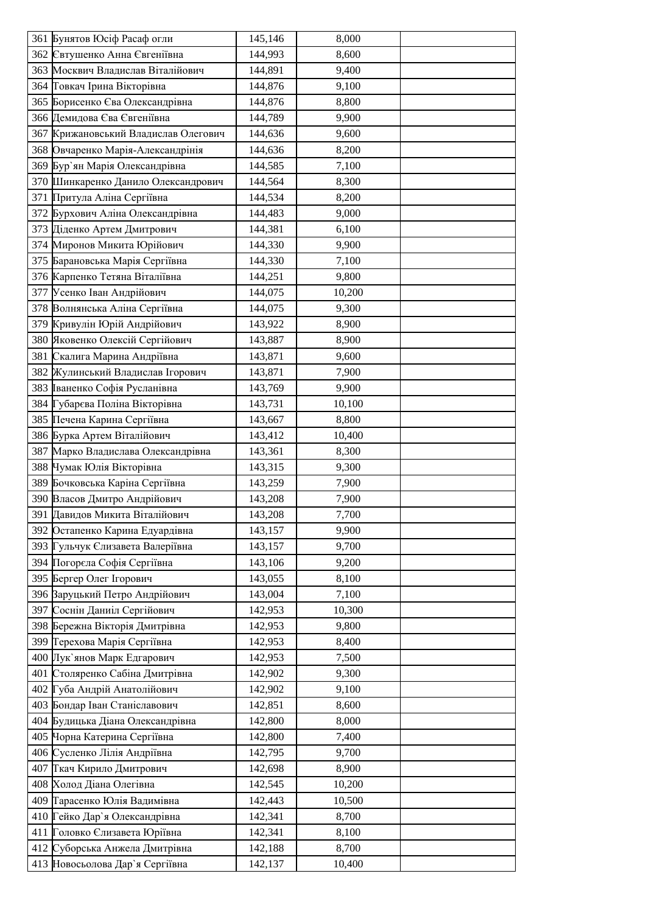| | | | | |
|---|---|---|---|---|
| 361 | Бунятов Юсіф Расаф огли | 145,146 | 8,000 | |
| 362 | Євтушенко Анна Євгеніївна | 144,993 | 8,600 | |
| 363 | Москвич Владислав Віталійович | 144,891 | 9,400 | |
| 364 | Товкач Ірина Вікторівна | 144,876 | 9,100 | |
| 365 | Борисенко Єва Олександрівна | 144,876 | 8,800 | |
| 366 | Демидова Єва Євгеніївна | 144,789 | 9,900 | |
| 367 | Крижановський Владислав Олегович | 144,636 | 9,600 | |
| 368 | Овчаренко Марія-Александрінія | 144,636 | 8,200 | |
| 369 | Бур`ян Марія Олександрівна | 144,585 | 7,100 | |
| 370 | Шинкаренко Данило Олександрович | 144,564 | 8,300 | |
| 371 | Притула Аліна Сергіївна | 144,534 | 8,200 | |
| 372 | Бурхович Аліна Олександрівна | 144,483 | 9,000 | |
| 373 | Діденко Артем Дмитрович | 144,381 | 6,100 | |
| 374 | Миронов Микита Юрійович | 144,330 | 9,900 | |
| 375 | Барановська Марія Сергіївна | 144,330 | 7,100 | |
| 376 | Карпенко Тетяна Віталіївна | 144,251 | 9,800 | |
| 377 | Усенко Іван Андрійович | 144,075 | 10,200 | |
| 378 | Волнянська Аліна Сергіївна | 144,075 | 9,300 | |
| 379 | Кривулін Юрій Андрійович | 143,922 | 8,900 | |
| 380 | Яковенко Олексій Сергійович | 143,887 | 8,900 | |
| 381 | Скалига Марина Андріївна | 143,871 | 9,600 | |
| 382 | Жулинський Владислав Ігорович | 143,871 | 7,900 | |
| 383 | Іваненко Софія Русланівна | 143,769 | 9,900 | |
| 384 | Губарєва Поліна Вікторівна | 143,731 | 10,100 | |
| 385 | Печена Карина Сергіївна | 143,667 | 8,800 | |
| 386 | Бурка Артем Віталійович | 143,412 | 10,400 | |
| 387 | Марко Владислава Олександрівна | 143,361 | 8,300 | |
| 388 | Чумак Юлія Вікторівна | 143,315 | 9,300 | |
| 389 | Бочковська Каріна Сергіївна | 143,259 | 7,900 | |
| 390 | Власов Дмитро Андрійович | 143,208 | 7,900 | |
| 391 | Давидов Микита Віталійович | 143,208 | 7,700 | |
| 392 | Остапенко Карина Едуардівна | 143,157 | 9,900 | |
| 393 | Гульчук Єлизавета Валеріївна | 143,157 | 9,700 | |
| 394 | Погорєла Софія Сергіївна | 143,106 | 9,200 | |
| 395 | Бергер Олег Ігорович | 143,055 | 8,100 | |
| 396 | Заруцький Петро Андрійович | 143,004 | 7,100 | |
| 397 | Соснін Даниіл Сергійович | 142,953 | 10,300 | |
| 398 | Бережна Вікторія Дмитрівна | 142,953 | 9,800 | |
| 399 | Терехова Марія Сергіївна | 142,953 | 8,400 | |
| 400 | Лук`янов Марк Едгарович | 142,953 | 7,500 | |
| 401 | Столяренко Сабіна Дмитрівна | 142,902 | 9,300 | |
| 402 | Губа Андрій Анатолійович | 142,902 | 9,100 | |
| 403 | Бондар Іван Station Станіславович | 142,851 | 8,600 | |
| 404 | Будицька Діана Олександрівна | 142,800 | 8,000 | |
| 405 | Чорна Катерина Сергіївна | 142,800 | 7,400 | |
| 406 | Сусленко Лілія Андріївна | 142,795 | 9,700 | |
| 407 | Ткач Кирило Дмитрович | 142,698 | 8,900 | |
| 408 | Холод Діана Олегівна | 142,545 | 10,200 | |
| 409 | Тарасенко Юлія Вадимівна | 142,443 | 10,500 | |
| 410 | Гейко Дар`я Олександрівна | 142,341 | 8,700 | |
| 411 | Головко Єлизавета Юріївна | 142,341 | 8,100 | |
| 412 | Суборська Анжела Дмитрівна | 142,188 | 8,700 | |
| 413 | Новосьолова Дар`я Сергіївна | 142,137 | 10,400 | |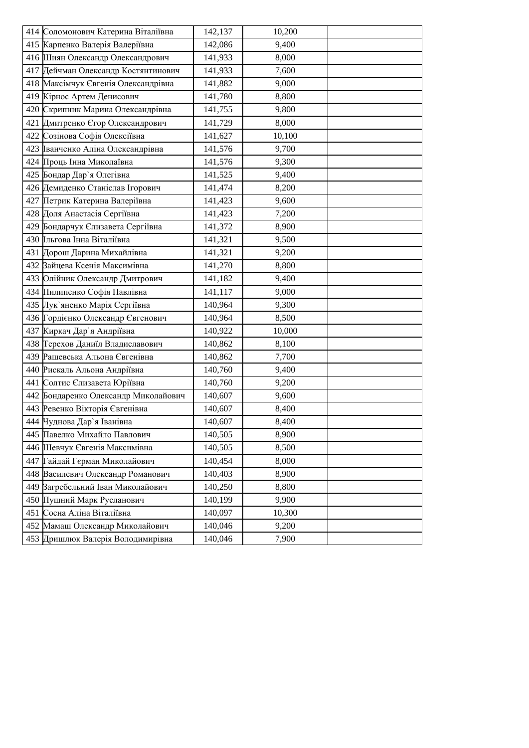| | | | | |
|---|---|---|---|---|
| 414 | Соломонович Катерина Віталіївна | 142,137 | 10,200 | |
| 415 | Карпенко Валерія Валеріївна | 142,086 | 9,400 | |
| 416 | Шиян Олександр Олександрович | 141,933 | 8,000 | |
| 417 | Дейчман Олександр Костянтинович | 141,933 | 7,600 | |
| 418 | Максімчук Євгенія Олександрівна | 141,882 | 9,000 | |
| 419 | Кірнос Артем Денисович | 141,780 | 8,800 | |
| 420 | Скрипник Марина Олександрівна | 141,755 | 9,800 | |
| 421 | Дмитренко Єгор Олександрович | 141,729 | 8,000 | |
| 422 | Созінова Софія Олексіївна | 141,627 | 10,100 | |
| 423 | Іванченко Аліна Олександрівна | 141,576 | 9,700 | |
| 424 | Проць Інна Миколаївна | 141,576 | 9,300 | |
| 425 | Бондар Дар`я Олегівна | 141,525 | 9,400 | |
| 426 | Демиденко Станіслав Ігорович | 141,474 | 8,200 | |
| 427 | Петрик Катерина Валеріївна | 141,423 | 9,600 | |
| 428 | Доля Анастасія Сергіївна | 141,423 | 7,200 | |
| 429 | Бондарчук Єлизавета Сергіївна | 141,372 | 8,900 | |
| 430 | Ільгова Інна Віталіївна | 141,321 | 9,500 | |
| 431 | Дорош Дарина Михайлівна | 141,321 | 9,200 | |
| 432 | Зайцева Ксенія Максимівна | 141,270 | 8,800 | |
| 433 | Олійник Олександр Дмитрович | 141,182 | 9,400 | |
| 434 | Пилипенко Софія Павлівна | 141,117 | 9,000 | |
| 435 | Лук`яненко Марія Сергіївна | 140,964 | 9,300 | |
| 436 | Гордієнко Олександр Євгенович | 140,964 | 8,500 | |
| 437 | Киркач Дар`я Андріївна | 140,922 | 10,000 | |
| 438 | Терехов Даниїл Владиславович | 140,862 | 8,100 | |
| 439 | Рашевська Альона Євгенівна | 140,862 | 7,700 | |
| 440 | Рискаль Альона Андріївна | 140,760 | 9,400 | |
| 441 | Солтис Єлизавета Юріївна | 140,760 | 9,200 | |
| 442 | Бондаренко Олександр Миколайович | 140,607 | 9,600 | |
| 443 | Ревенко Вікторія Євгенівна | 140,607 | 8,400 | |
| 444 | Чуднова Дар`я Іванівна | 140,607 | 8,400 | |
| 445 | Павелко Михайло Павлович | 140,505 | 8,900 | |
| 446 | Шевчук Євгенія Максимівна | 140,505 | 8,500 | |
| 447 | Гайдай Гєрман Миколайович | 140,454 | 8,000 | |
| 448 | Василевич Олександр Романович | 140,403 | 8,900 | |
| 449 | Загребельний Іван Миколайович | 140,250 | 8,800 | |
| 450 | Пушний Марк Русланович | 140,199 | 9,900 | |
| 451 | Сосна Аліна Віталіївна | 140,097 | 10,300 | |
| 452 | Мамаш Олександр Миколайович | 140,046 | 9,200 | |
| 453 | Дришлюк Валерія Володимирівна | 140,046 | 7,900 | |